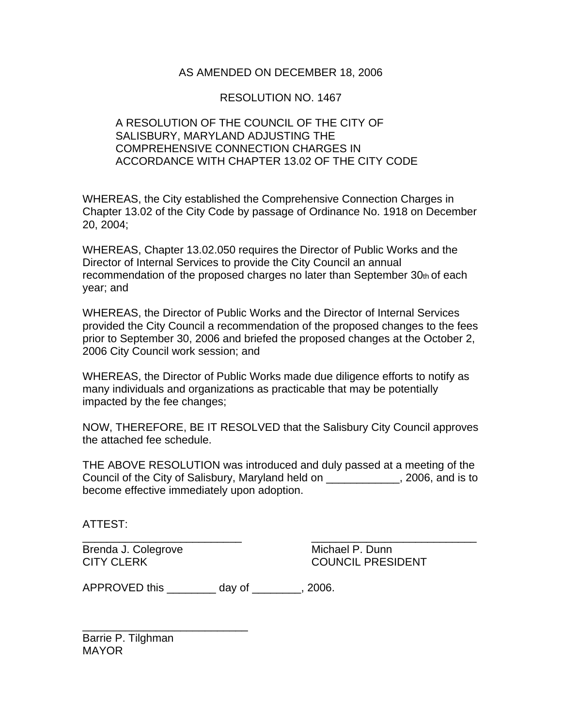AS AMENDED ON DECEMBER 18, 2006

RESOLUTION NO. 1467

A RESOLUTION OF THE COUNCIL OF THE CITY OF SALISBURY, MARYLAND ADJUSTING THE COMPREHENSIVE CONNECTION CHARGES IN ACCORDANCE WITH CHAPTER 13.02 OF THE CITY CODE

WHEREAS, the City established the Comprehensive Connection Charges in Chapter 13.02 of the City Code by passage of Ordinance No. 1918 on December 20, 2004;

WHEREAS, Chapter 13.02.050 requires the Director of Public Works and the Director of Internal Services to provide the City Council an annual recommendation of the proposed charges no later than September 30th of each year; and

WHEREAS, the Director of Public Works and the Director of Internal Services provided the City Council a recommendation of the proposed changes to the fees prior to September 30, 2006 and briefed the proposed changes at the October 2, 2006 City Council work session; and

WHEREAS, the Director of Public Works made due diligence efforts to notify as many individuals and organizations as practicable that may be potentially impacted by the fee changes;

NOW, THEREFORE, BE IT RESOLVED that the Salisbury City Council approves the attached fee schedule.

THE ABOVE RESOLUTION was introduced and duly passed at a meeting of the Council of the City of Salisbury, Maryland held on ____________, 2006, and is to become effective immediately upon adoption.

ATTEST:

__________________________ 
Brenda J. Colegrove
CITY CLERK

___________________________
Michael P. Dunn
COUNCIL PRESIDENT

APPROVED this ________ day of ________, 2006.

___________________________
Barrie P. Tilghman
MAYOR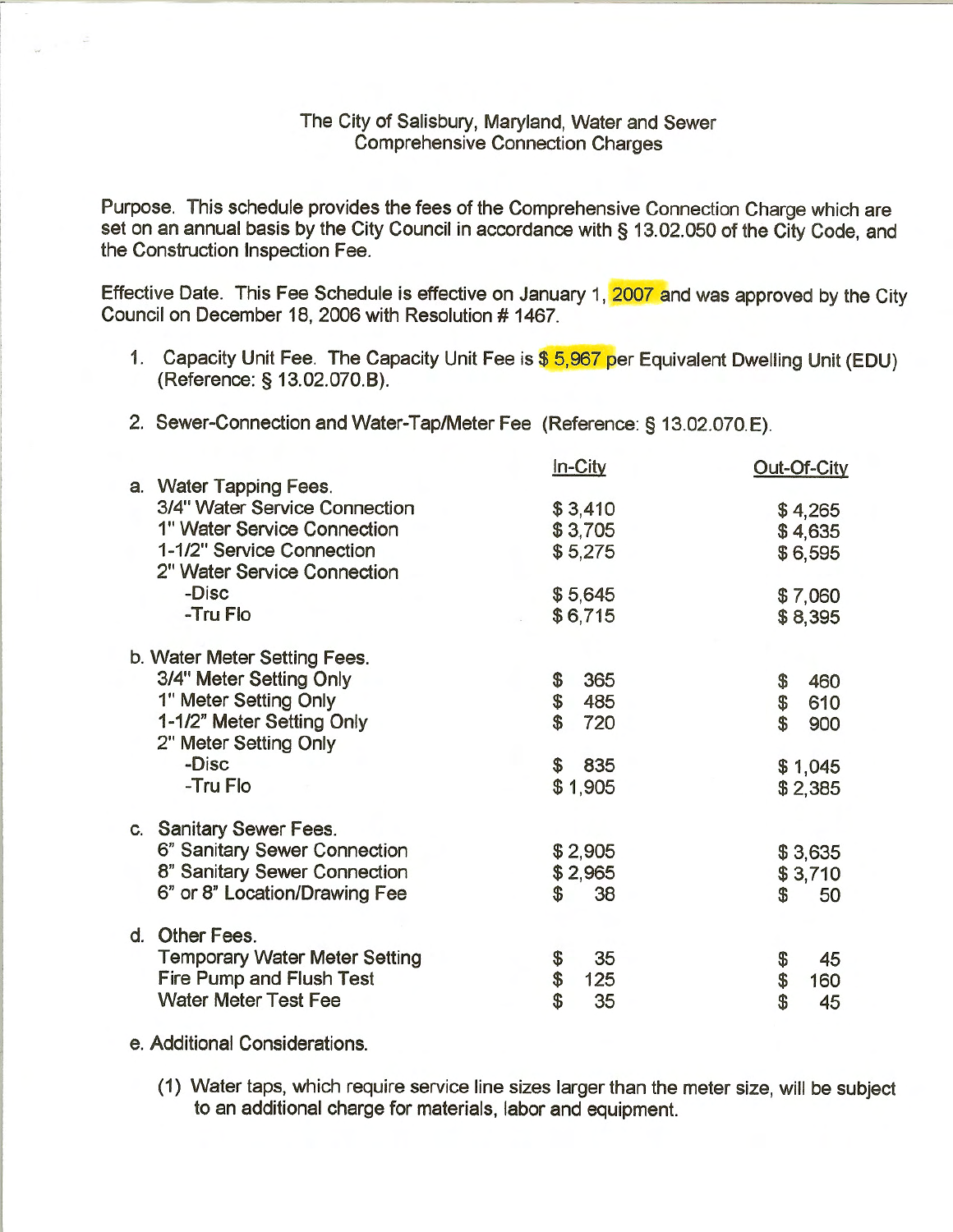The City of Salisbury, Maryland, Water and Sewer
Comprehensive Connection Charges

Purpose. This schedule provides the fees of the Comprehensive Connection Charge which are set on an annual basis by the City Council in accordance with § 13.02.050 of the City Code, and the Construction Inspection Fee.

Effective Date. This Fee Schedule is effective on January 1, 2007 and was approved by the City Council on December 18, 2006 with Resolution # 1467.

1. Capacity Unit Fee. The Capacity Unit Fee is $ 5,967 per Equivalent Dwelling Unit (EDU) (Reference: § 13.02.070.B).

2. Sewer-Connection and Water-Tap/Meter Fee (Reference: § 13.02.070.E).

| | In-City | Out-Of-City |
|---|---|---|
| a. Water Tapping Fees. | | |
| 3/4" Water Service Connection | $ 3,410 | $ 4,265 |
| 1" Water Service Connection | $ 3,705 | $ 4,635 |
| 1-1/2" Service Connection | $ 5,275 | $ 6,595 |
| 2" Water Service Connection | | |
| -Disc | $ 5,645 | $ 7,060 |
| -Tru Flo | $ 6,715 | $ 8,395 |
| b. Water Meter Setting Fees. | | |
| 3/4" Meter Setting Only | $ 365 | $ 460 |
| 1" Meter Setting Only | $ 485 | $ 610 |
| 1-1/2" Meter Setting Only | $ 720 | $ 900 |
| 2" Meter Setting Only | | |
| -Disc | $ 835 | $ 1,045 |
| -Tru Flo | $ 1,905 | $ 2,385 |
| c. Sanitary Sewer Fees. | | |
| 6" Sanitary Sewer Connection | $ 2,905 | $ 3,635 |
| 8" Sanitary Sewer Connection | $ 2,965 | $ 3,710 |
| 6" or 8" Location/Drawing Fee | $ 38 | $ 50 |
| d. Other Fees. | | |
| Temporary Water Meter Setting | $ 35 | $ 45 |
| Fire Pump and Flush Test | $ 125 | $ 160 |
| Water Meter Test Fee | $ 35 | $ 45 |

e. Additional Considerations.

(1) Water taps, which require service line sizes larger than the meter size, will be subject to an additional charge for materials, labor and equipment.